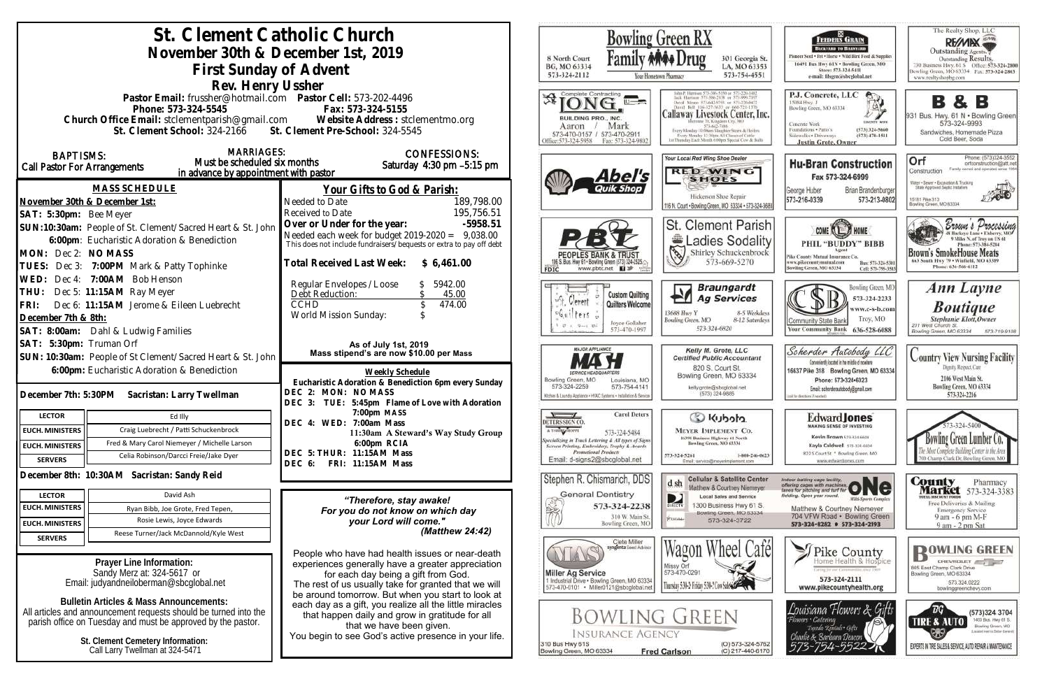# St. Clement Catholic Church

## November 30th & December 1st, 2019

## First Sunday of Advent

### Rev. Henry Ussher

**Pastor Email:** frussher@hotmail.com **Pastor Cell:** 573-202-4496
**Phone:** 573-324-5545 **Fax:** 573-324-5155
**Church Office Email:** stclementparish@gmail.com **Website Address:** stclementmo.org
**St. Clement School:** 324-2166 **St. Clement Pre-School:** 324-5545

**BAPTISMS:** Call Pastor For Arrangements

**MARRIAGES:** Must be scheduled six months in advance by appointment with pastor

**CONFESSIONS:** Saturday 4:30 pm –5:15 pm

## MASS SCHEDULE

**November 30th & December 1st:**

**SAT: 5:30pm:** Bee Meyer
**SUN: 10:30am:** People of St. Clement/Sacred Heart & St. John
**6:00pm:** Eucharistic Adoration & Benediction
**MON: Dec 2: NO MASS**
**TUES: Dec 3: 7:00PM** Mark & Patty Tophinke
**WED: Dec 4: 7:00AM** Bob Henson
**THU: Dec 5: 11:15AM** Ray Meyer
**FRI: Dec 6: 11:15AM** Jerome & Eileen Luebrecht

**December 7th & 8th:**

**SAT: 8:00am:** Dahl & Ludwig Families
**SAT: 5:30pm:** Truman Orf
**SUN: 10:30am:** People of St Clement/Sacred Heart & St. John
**6:00pm:** Eucharistic Adoration & Benediction

**December 7th: 5:30PM Sacristan: Larry Twellman**

| | |
|---|---|
| **LECTOR** | Ed Illy |
| **EUCH. MINISTERS** | Craig Luebrecht / Patti Schuckenbrock |
| **EUCH. MINISTERS** | Fred & Mary Carol Niemeyer / Michelle Larson |
| **SERVERS** | Celia Robinson/Darcci Freie/Jake Dyer |

**December 8th: 10:30AM Sacristan: Sandy Reid**

| | |
|---|---|
| **LECTOR** | David Ash |
| **EUCH. MINISTERS** | Ryan Bibb, Joe Grote, Fred Tepen, |
| **EUCH. MINISTERS** | Rosie Lewis, Joyce Edwards |
| **SERVERS** | Reese Turner/Jack McDannold/Kyle West |

**Prayer Line Information:**
Sandy Merz at: 324-5617 or
Email: judyandneiloberman@sbcglobal.net

**Bulletin Articles & Mass Announcements:**
All articles and announcement requests should be turned into the parish office on Tuesday and must be approved by the pastor.

**St. Clement Cemetery Information:**
Call Larry Twellman at 324-5471

## Your Gifts to God & Parish:

| | |
|---|---|
| Needed to Date | 189,798.00 |
| Received to Date | 195,756.51 |
| **Over or Under for the year:** | **-5958.51** |
| Needed each week for budget 2019-2020 = | 9,038.00 |

This does not include fundraisers/bequests or extra to pay off debt

**Total Received Last Week: $ 6,461.00**

| | |
|---|---|
| Regular Envelopes/Loose | $ 5942.00 |
| Debt Reduction: | $ 45.00 |
| CCHD | $ 474.00 |
| World Mission Sunday: | $ |

**As of July 1st, 2019**
**Mass stipend's are now $10.00 per Mass**

**Weekly Schedule**

**Eucharistic Adoration & Benediction 6pm every Sunday**
**DEC 2: MON: NO MASS**
**DEC 3: TUE: 5:45pm Flame of Love with Adoration**
**7:00pm MASS**
**DEC 4: WED: 7:00am Mass**
**11:30am A Steward's Way Study Group**
**6:00pm RCIA**
**DEC 5: THUR: 11:15AM Mass**
**DEC 6: FRI: 11:15AM Mass**

*"Therefore, stay awake!*
*For you do not know on which day*
*your Lord will come."*
*(Matthew 24:42)*

People who have had health issues or near-death experiences generally have a greater appreciation for each day being a gift from God. The rest of us usually take for granted that we will be around tomorrow. But when you start to look at each day as a gift, you realize all the little miracles that happen daily and grow in gratitude for all that we have been given. You begin to see God's active presence in your life.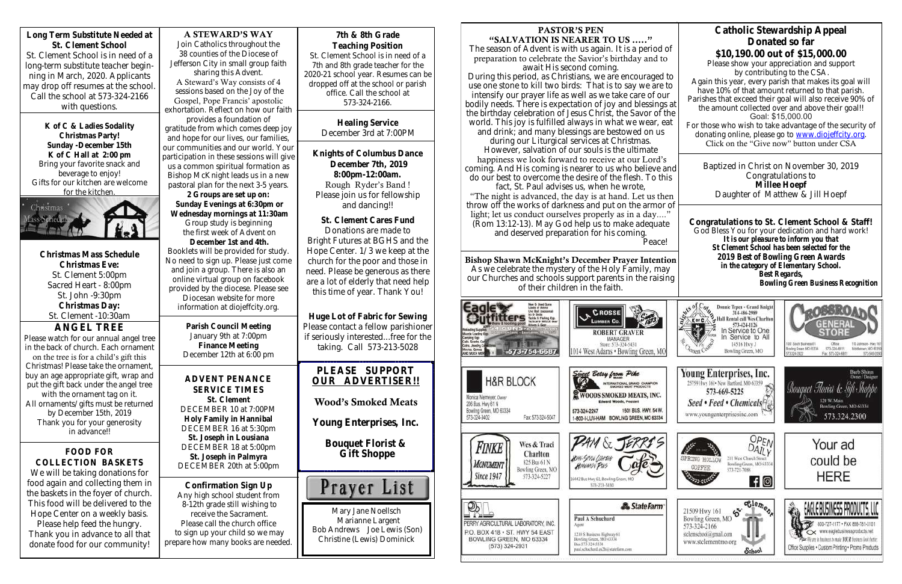**Long Term Substitute Needed at St. Clement School**

St. Clement School is in need of a long-term substitute teacher beginning in March, 2020. Applicants may drop off resumes at the school. Call the school at 573-324-2166 with questions.

**K of C & Ladies Sodality Christmas Party!**
**Sunday -December 15th**
**K of C Hall at 2:00 pm**

Bring your favorite snack and beverage to enjoy!
Gifts for our kitchen are welcome for the kitchen.

**Christmas Mass Schedule**

**Christmas Eve:**
St. Clement 5:00pm
Sacred Heart - 8:00pm
St. John -9:30pm

**Christmas Day:**
St. Clement -10:30am

## ANGEL TREE

Please watch for our annual angel tree in the back of church. Each ornament on the tree is for a child's gift this Christmas! Please take the ornament, buy an age appropriate gift, wrap and put the gift back under the angel tree with the ornament tag on it. All ornaments/gifts must be returned by December 15th, 2019. Thank you for your generosity in advance!!

## FOOD FOR COLLECTION BASKETS

We will be taking donations for food again and collecting them in the baskets in the foyer of church. This food will be delivered to the Hope Center on a weekly basis. Please help feed the hungry. Thank you in advance to all that donate food for our community!

**A STEWARD'S WAY**

Join Catholics throughout the 38 counties of the Diocese of Jefferson City in small group faith sharing this Advent.
A Steward's Way consists of 4 sessions based on the Joy of the Gospel, Pope Francis' apostolic exhortation. Reflect on how our faith provides a foundation of gratitude from which comes deep joy and hope for our lives, our families, our communities and our world. Your participation in these sessions will give us a common spiritual formation as Bishop McKnight leads us in a new pastoral plan for the next 3-5 years.

**2 Groups are set up on:**
**Sunday Evenings at 6:30pm or Wednesday mornings at 11:30am**

Group study is beginning the first week of Advent on **December 1st and 4th.**
Booklets will be provided for study. No need to sign up. Please just come and join a group. There is also an online virtual group on facebook provided by the diocese. Please see Diocesan website for more information at diojeffcity.org.

**Parish Council Meeting**
January 9th at 7:00pm
**Finance Meeting**
December 12th at 6:00 pm

## ADVENT PENANCE SERVICE TIMES

**St. Clement**
DECEMBER 10 at 7:00PM
**Holy Family in Hannibal**
DECEMBER 16 at 5:30pm
**St. Joseph in Lousiana**
DECEMBER 18 at 5:00pm
**St. Joseph in Palmyra**
DECEMBER 20th at 5:00pm

**Confirmation Sign Up**

Any high school student from 8-12th grade still wishing to receive the Sacrament. Please call the church office to sign up your child so we may prepare how many books are needed.

**7th & 8th Grade Teaching Position**

St. Clement School is in need of a 7th and 8th grade teacher for the 2020-21 school year. Resumes can be dropped off at the school or parish office. Call the school at 573-324-2166.

**Healing Service**
December 3rd at 7:00PM

**Knights of Columbus Dance**
**December 7th, 2019**
**8:00pm-12:00am.**
Rough Ryder's Band !
Please join us for fellowship and dancing!!

**St. Clement Cares Fund**

Donations are made to Bright Futures at BGHS and the Hope Center. 1/3 we keep at the church for the poor and those in need. Please be generous as there are a lot of elderly that need help this time of year. Thank You!

**Huge Lot of Fabric for Sewing**

Please contact a fellow parishioner if seriously interested...free for the taking. Call 573-213-5028

## PLEASE SUPPORT OUR ADVERTISER!!

**Wood's Smoked Meats**

**Young Enterprises, Inc.**

**Bouquet Florist & Gift Shoppe**

## Prayer List

Mary Jane Noellsch
Marianne Largent
Bob Andrews Joe Lewis (Son)
Christine (Lewis) Dominick

## PASTOR'S PEN
### "SALVATION IS NEARER TO US ….."

The season of Advent is with us again. It is a period of preparation to celebrate the Savior's birthday and to await His second coming.
During this period, as Christians, we are encouraged to use one stone to kill two birds: That is to say we are to intensify our prayer life as well as we take care of our bodily needs. There is expectation of joy and blessings at the birthday celebration of Jesus Christ, the Savor of the world. This joy is fulfilled always in what we wear, eat and drink; and many blessings are bestowed on us during our Liturgical services at Christmas.
However, salvation of our souls is the ultimate happiness we look forward to receive at our Lord's coming. And His coming is nearer to us who believe and do our best to overcome the desire of the flesh. To this fact, St. Paul advises us, when he wrote,
"The night is advanced, the day is at hand. Let us then throw off the works of darkness and put on the armor of light; let us conduct ourselves properly as in a day...." (Rom 13:12-13). May God help us to make adequate and deserved preparation for his coming.
Peace!

**Bishop Shawn McKnight's December Prayer Intention**

As we celebrate the mystery of the Holy Family, may our Churches and schools support parents in the raising of their children in the faith.

## Catholic Stewardship Appeal
### Donated so far
### $10,190.00 out of $15,000.00

Please show your appreciation and support by contributing to the CSA.
Again this year, every parish that makes its goal will have 10% of that amount returned to that parish. Parishes that exceed their goal will also receive 90% of the amount collected over and above their goal!!
Goal: $15,000.00
For those who wish to take advantage of the security of donating online, please go to www.diojeffcity.org. Click on the "Give now" button under CSA

Baptized in Christ on November 30, 2019
Congratulations to
**Millee Hoepf**
Daughter of Matthew & Jill Hoepf

**Congratulations to St. Clement School & Staff!**

God Bless You for your dedication and hard work!
***It is our pleasure to inform you that St Clement School has been selected for the 2019 Best of Bowling Green Awards in the category of Elementary School.***
***Best Regards,***
***Bowling Green Business Recognition***

Eagle Outfitters — 573-754-6687

Crosse Lumber Co. — ROBERT GRAVER, MANAGER, Store: 573-324-5431, 1014 West Adams • Bowling Green, MO

Knights of Columbus — Donnie Tepen - Grand Knight 314-486-2989, Hall Rental call Wes Charlton 573-424-1126, In Service to One In Service to All, 14516 Hwy J, Bowling Green, MO

Crossroads General Store — 1301 South Business 61, Bowling Green MO 63334, 573-324-3922; Office 573-324-6811; 110 Johnson - Hwy 161, Middletown, MO 63359; Fax: 573-324-6811; 573-549-2090

H&R BLOCK — Monica Niemeyer, Owner, 206 Bus. Hwy 61 N, Bowling Green, MO 63334, 573-324-3402, Fax: 573-324-5047

Sweet Betsy from Pike — WOODS SMOKED MEATS, INC., Edward Woods, President, 573-324-2247, 1501 BUS. HWY. 54 W., 1-800-I-LUV-HAM BOWLING GREEN, MO 63334

Young Enterprises, Inc. — 25759 Hwy 161 • New Hartford, MO 63359, 573-669-5225, Seed • Feed • Chemicals, www.youngenterprisesinc.com

Bouquet Florist & Gift Shoppe — Barb Shaw, Owner / Designer, 121 W. Main, Bowling Green, MO 63334, 573.324.2300

Finke Monument Since 1947 — Wes & Traci Charlton, 825 Bus 61 N, Bowling Green, MO, 573-324-5227

Pam & Jerri's Cafe — Home-Style Cooking, Homemade Pies, 14442 Bus Hwy 61, Bowling Green, MO, 573-233-5930

Spring Hollow Coffee — Open Daily, 211 West Church Street, Bowling Green, MO 63334, 573-721-7088

Your ad could be HERE

Perry Agricultural Laboratory, Inc. — P.O. BOX 418 • ST. HWY 54 EAST, BOWLING GREEN, MO 63334, (573) 324-2931

State Farm — Paul A Schuchard, Agent, 1210 S Business Highway 61, Bowling Green, MO 63334, Bus 573 324 5634, paul.schuchard.ez2b@statefarm.com

St. Clement School — 21509 Hwy 161, Bowling Green, MO 573-324-2166, stclementschool@gmail.com, www.stclementmo.org

Eagle Business Products, LLC — 800-727-1177 • FAX 888-781-3101, www.eaglebusinessproducts.net, We are in business to make YOUR business look better. Office Supplies • Custom Printing • Promo Products